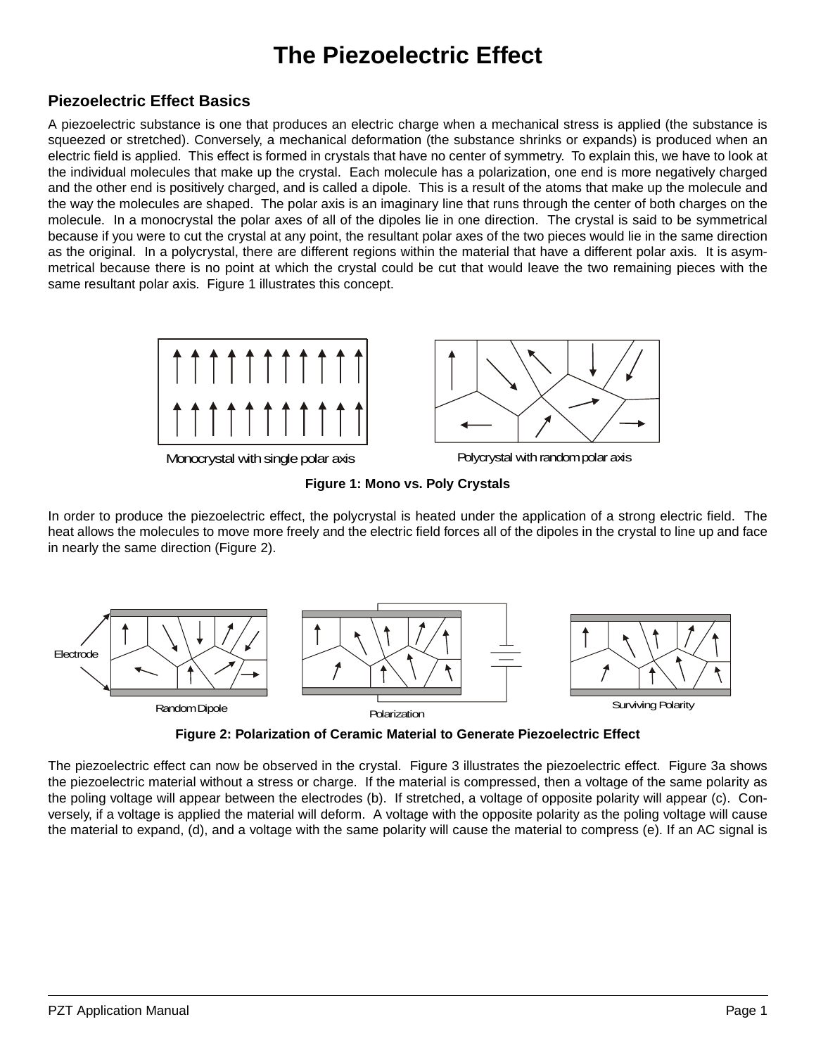# The Piezoelectric Effect

## Piezoelectric Effect Basics

A piezoelectric substance is one that produces an electric charge when a mechanical stress is applied (the substance is squeezed or stretched). Conversely, a mechanical deformation (the substance shrinks or expands) is produced when an electric field is applied. This effect is formed in crystals that have no center of symmetry. To explain this, we have to look at the individual molecules that make up the crystal. Each molecule has a polarization, one end is more negatively charged and the other end is positively charged, and is called a dipole. This is a result of the atoms that make up the molecule and the way the molecules are shaped. The polar axis is an imaginary line that runs through the center of both charges on the molecule. In a monocrystal the polar axes of all of the dipoles lie in one direction. The crystal is said to be symmetrical because if you were to cut the crystal at any point, the resultant polar axes of the two pieces would lie in the same direction as the original. In a polycrystal, there are different regions within the material that have a different polar axis. It is asymmetrical because there is no point at which the crystal could be cut that would leave the two remaining pieces with the same resultant polar axis. Figure 1 illustrates this concept.

Monocrystal with single polar axis

Polycrystal with random polar axis

**Figure 1: Mono vs. Poly Crystals**

In order to produce the piezoelectric effect, the polycrystal is heated under the application of a strong electric field. The heat allows the molecules to move more freely and the electric field forces all of the dipoles in the crystal to line up and face in nearly the same direction (Figure 2).

Electrode

Random Dipole

Polarization

Surviving Polarity

**Figure 2: Polarization of Ceramic Material to Generate Piezoelectric Effect**

The piezoelectric effect can now be observed in the crystal. Figure 3 illustrates the piezoelectric effect. Figure 3a shows the piezoelectric material without a stress or charge. If the material is compressed, then a voltage of the same polarity as the poling voltage will appear between the electrodes (b). If stretched, a voltage of opposite polarity will appear (c). Conversely, if a voltage is applied the material will deform. A voltage with the opposite polarity as the poling voltage will cause the material to expand, (d), and a voltage with the same polarity will cause the material to compress (e). If an AC signal is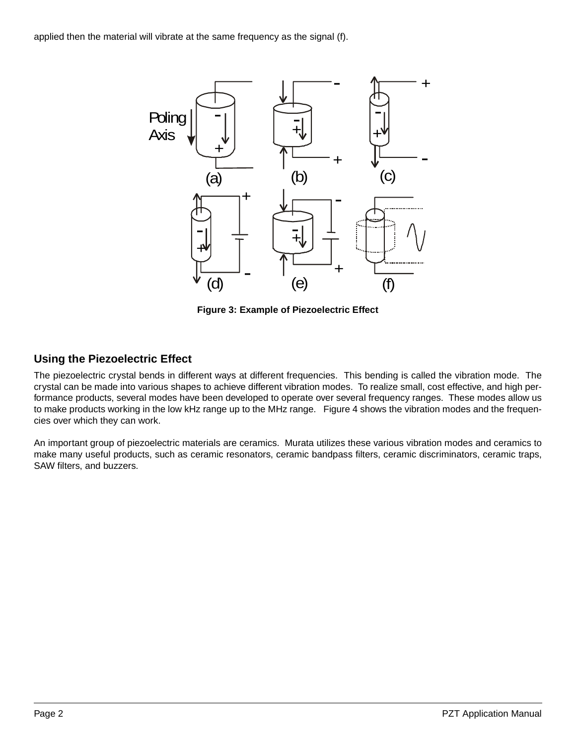applied then the material will vibrate at the same frequency as the signal (f).

Figure 3: Example of Piezoelectric Effect

## Using the Piezoelectric Effect

The piezoelectric crystal bends in different ways at different frequencies. This bending is called the vibration mode. The crystal can be made into various shapes to achieve different vibration modes. To realize small, cost effective, and high performance products, several modes have been developed to operate over several frequency ranges. These modes allow us to make products working in the low kHz range up to the MHz range. Figure 4 shows the vibration modes and the frequencies over which they can work.

An important group of piezoelectric materials are ceramics. Murata utilizes these various vibration modes and ceramics to make many useful products, such as ceramic resonators, ceramic bandpass filters, ceramic discriminators, ceramic traps, SAW filters, and buzzers.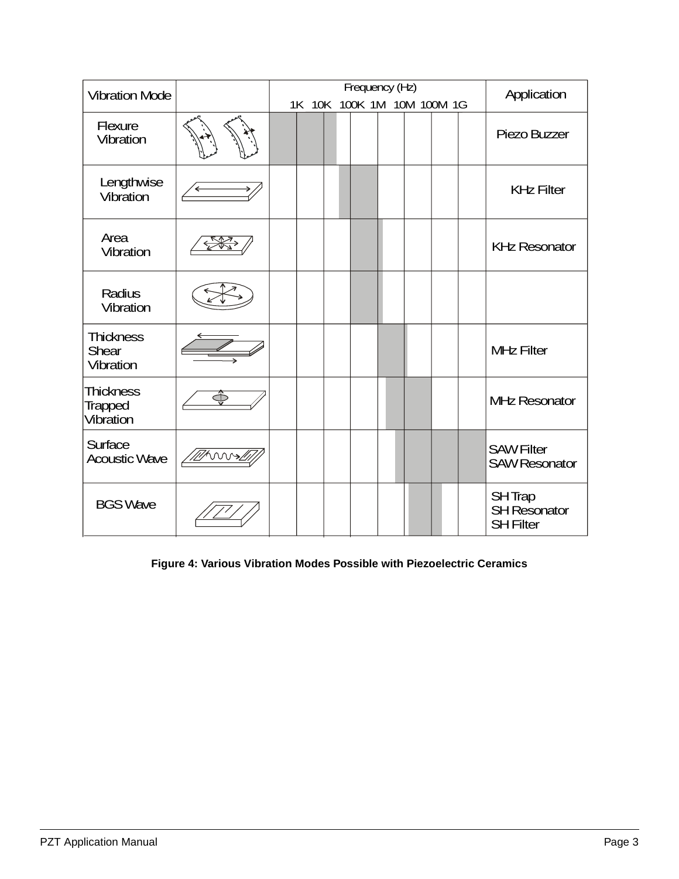| Vibration Mode | | Frequency (Hz) 1K 10K 100K 1M 10M 100M 1G | Application |
|---|---|---|---|
| Flexure Vibration | | | Piezo Buzzer |
| Lengthwise Vibration | | | KHz Filter |
| Area Vibration | | | KHz Resonator |
| Radius Vibration | | | |
| Thickness Shear Vibration | | | MHz Filter |
| Thickness Trapped Vibration | | | MHz Resonator |
| Surface Acoustic Wave | | | SAW Filter<br>SAW Resonator |
| BGS Wave | | | SH Trap<br>SH Resonator<br>SH Filter |

**Figure 4: Various Vibration Modes Possible with Piezoelectric Ceramics**